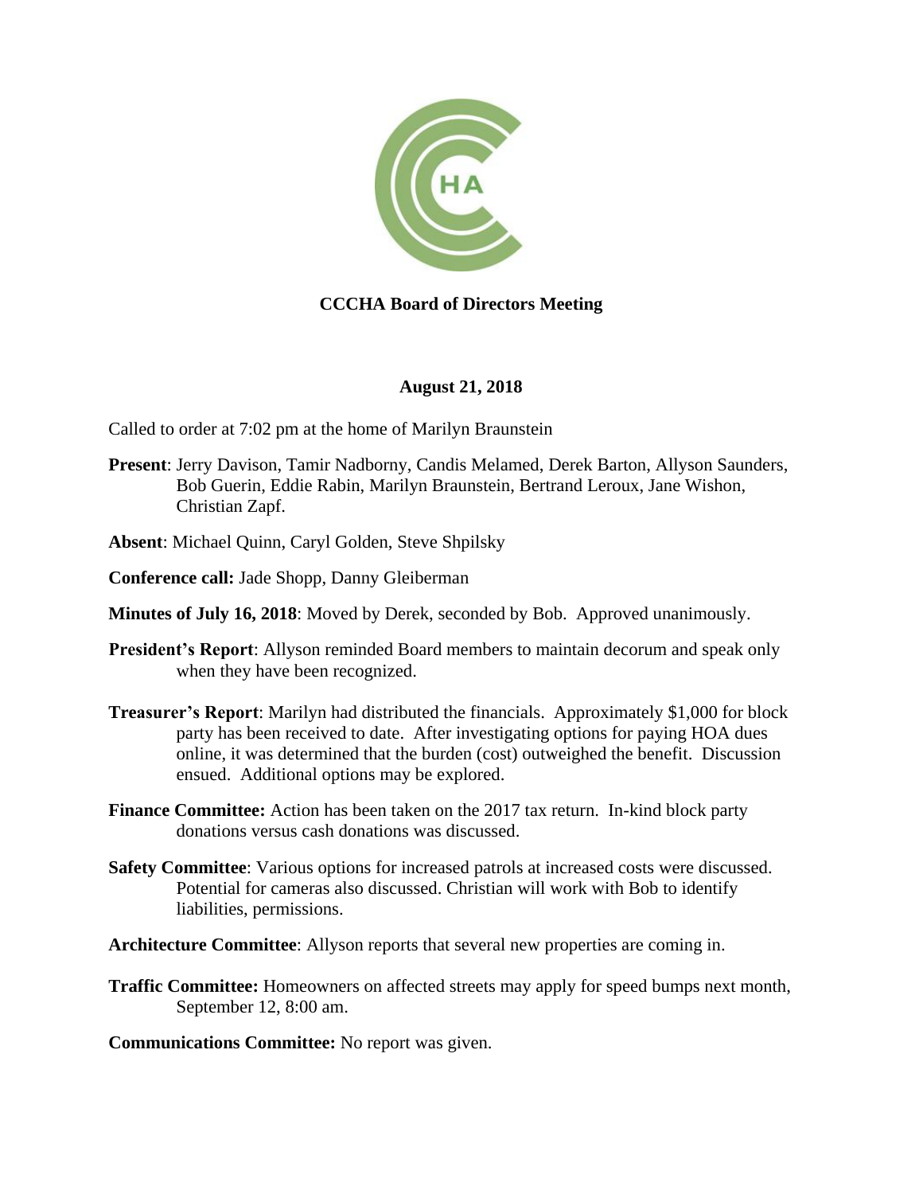# CCCHA Board of Directors Meeting

**August 21, 2018**

Called to order at 7:02 pm at the home of Marilyn Braunstein

**Present**: Jerry Davison, Tamir Nadborny, Candis Melamed, Derek Barton, Allyson Saunders, Bob Guerin, Eddie Rabin, Marilyn Braunstein, Bertrand Leroux, Jane Wishon, Christian Zapf.

**Absent**: Michael Quinn, Caryl Golden, Steve Shpilsky

**Conference call:** Jade Shopp, Danny Gleiberman

**Minutes of July 16, 2018**: Moved by Derek, seconded by Bob. Approved unanimously.

**President's Report**: Allyson reminded Board members to maintain decorum and speak only when they have been recognized.

**Treasurer's Report**: Marilyn had distributed the financials. Approximately $1,000 for block party has been received to date. After investigating options for paying HOA dues online, it was determined that the burden (cost) outweighed the benefit. Discussion ensued. Additional options may be explored.

**Finance Committee:** Action has been taken on the 2017 tax return. In-kind block party donations versus cash donations was discussed.

**Safety Committee**: Various options for increased patrols at increased costs were discussed. Potential for cameras also discussed. Christian will work with Bob to identify liabilities, permissions.

**Architecture Committee**: Allyson reports that several new properties are coming in.

**Traffic Committee:** Homeowners on affected streets may apply for speed bumps next month, September 12, 8:00 am.

**Communications Committee:** No report was given.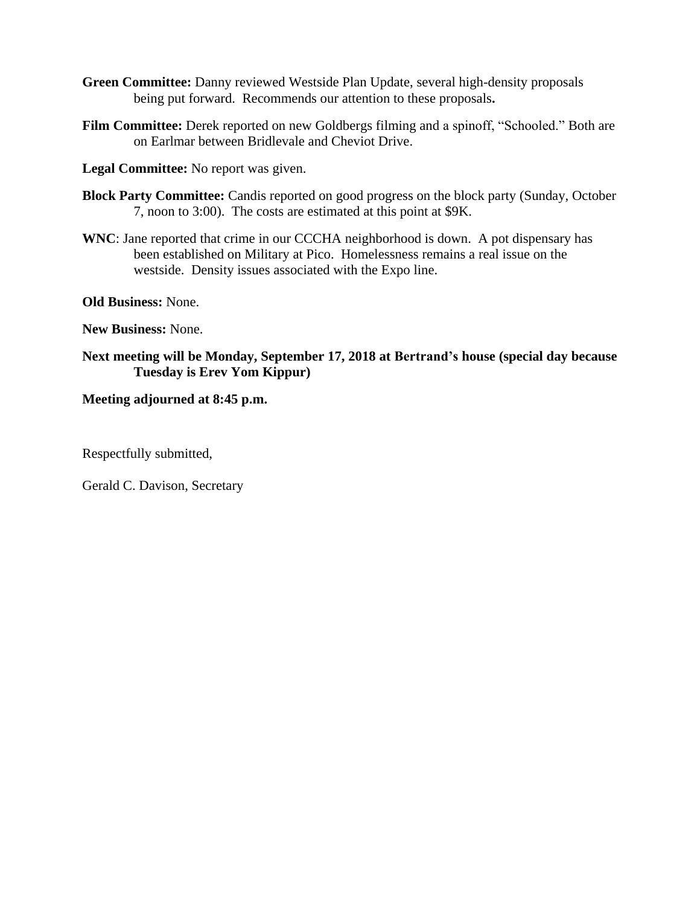**Green Committee:** Danny reviewed Westside Plan Update, several high-density proposals being put forward. Recommends our attention to these proposals**.**

**Film Committee:** Derek reported on new Goldbergs filming and a spinoff, "Schooled." Both are on Earlmar between Bridlevale and Cheviot Drive.

**Legal Committee:** No report was given.

**Block Party Committee:** Candis reported on good progress on the block party (Sunday, October 7, noon to 3:00). The costs are estimated at this point at $9K.

**WNC**: Jane reported that crime in our CCCHA neighborhood is down. A pot dispensary has been established on Military at Pico. Homelessness remains a real issue on the westside. Density issues associated with the Expo line.

**Old Business:** None.

**New Business:** None.

**Next meeting will be Monday, September 17, 2018 at Bertrand's house (special day because Tuesday is Erev Yom Kippur)**

**Meeting adjourned at 8:45 p.m.**

Respectfully submitted,

Gerald C. Davison, Secretary